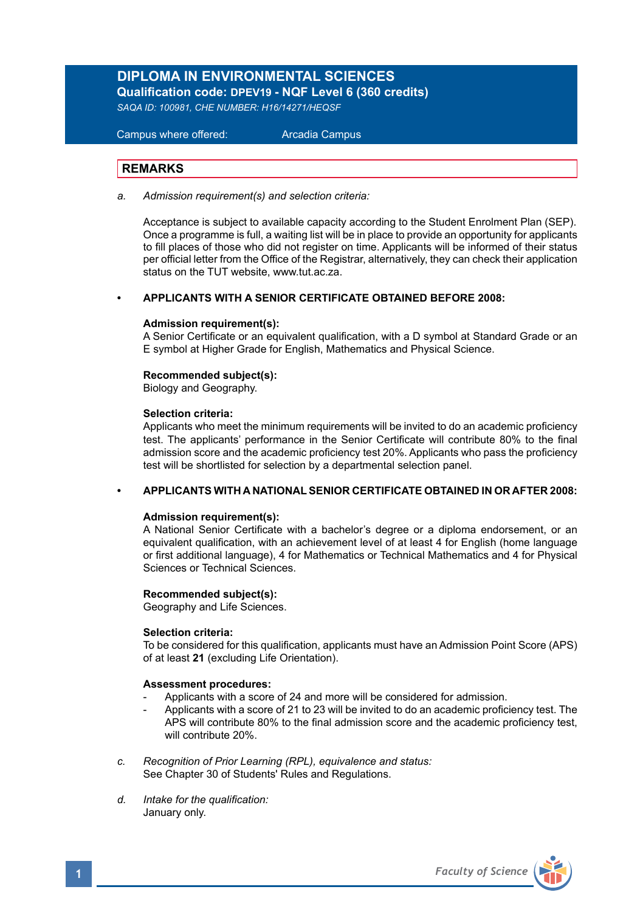# DIPLOMA IN ENVIRONMENTAL SCIENCES

**Qualification code: DPEV19 - NQF Level 6 (360 credits)**

*SAQA ID: 100981, CHE NUMBER: H16/14271/HEQSF*

Campus where offered: Arcadia Campus

## REMARKS

a. *Admission requirement(s) and selection criteria:*

Acceptance is subject to available capacity according to the Student Enrolment Plan (SEP). Once a programme is full, a waiting list will be in place to provide an opportunity for applicants to fill places of those who did not register on time. Applicants will be informed of their status per official letter from the Office of the Registrar, alternatively, they can check their application status on the TUT website, www.tut.ac.za.

- **APPLICANTS WITH A SENIOR CERTIFICATE OBTAINED BEFORE 2008:**

**Admission requirement(s):**
A Senior Certificate or an equivalent qualification, with a D symbol at Standard Grade or an E symbol at Higher Grade for English, Mathematics and Physical Science.

**Recommended subject(s):**
Biology and Geography.

**Selection criteria:**
Applicants who meet the minimum requirements will be invited to do an academic proficiency test. The applicants' performance in the Senior Certificate will contribute 80% to the final admission score and the academic proficiency test 20%. Applicants who pass the proficiency test will be shortlisted for selection by a departmental selection panel.

- **APPLICANTS WITH A NATIONAL SENIOR CERTIFICATE OBTAINED IN OR AFTER 2008:**

**Admission requirement(s):**
A National Senior Certificate with a bachelor's degree or a diploma endorsement, or an equivalent qualification, with an achievement level of at least 4 for English (home language or first additional language), 4 for Mathematics or Technical Mathematics and 4 for Physical Sciences or Technical Sciences.

**Recommended subject(s):**
Geography and Life Sciences.

**Selection criteria:**
To be considered for this qualification, applicants must have an Admission Point Score (APS) of at least **21** (excluding Life Orientation).

**Assessment procedures:**
- Applicants with a score of 24 and more will be considered for admission.
- Applicants with a score of 21 to 23 will be invited to do an academic proficiency test. The APS will contribute 80% to the final admission score and the academic proficiency test, will contribute 20%.

c. *Recognition of Prior Learning (RPL), equivalence and status:*
See Chapter 30 of Students' Rules and Regulations.

d. *Intake for the qualification:*
January only.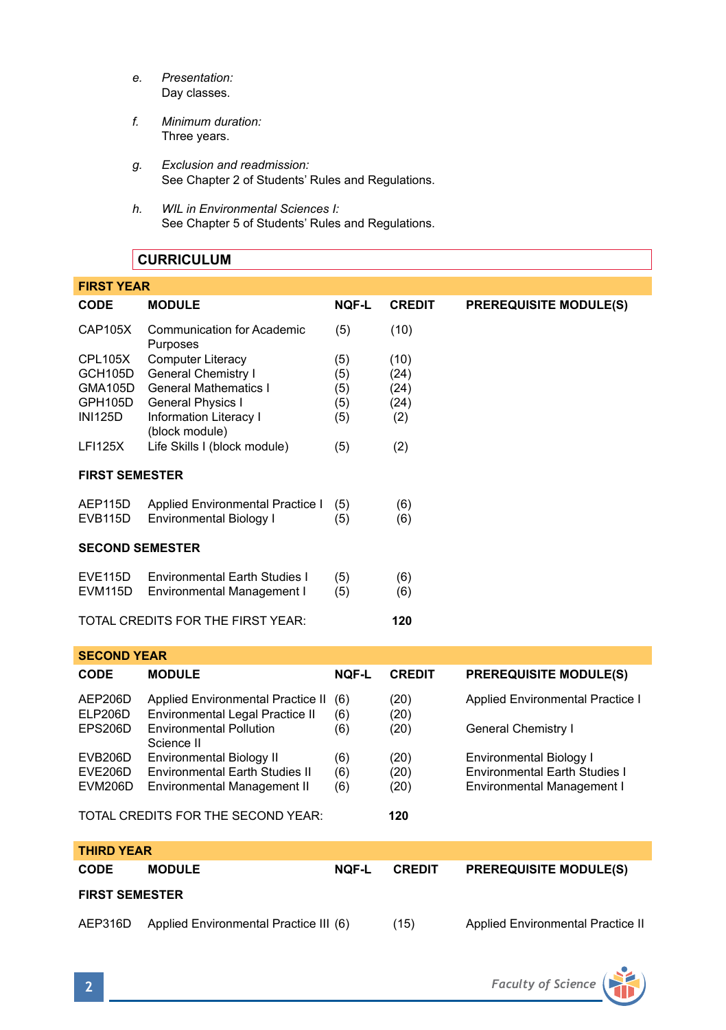*e.* *Presentation:*
Day classes.

*f.* *Minimum duration:*
Three years.

*g.* *Exclusion and readmission:*
See Chapter 2 of Students' Rules and Regulations.

*h.* *WIL in Environmental Sciences I:*
See Chapter 5 of Students' Rules and Regulations.

## CURRICULUM

### FIRST YEAR

| CODE | MODULE | NQF-L | CREDIT | PREREQUISITE MODULE(S) |
|---|---|---|---|---|
| CAP105X | Communication for Academic Purposes | (5) | (10) | |
| CPL105X | Computer Literacy | (5) | (10) | |
| GCH105D | General Chemistry I | (5) | (24) | |
| GMA105D | General Mathematics I | (5) | (24) | |
| GPH105D | General Physics I | (5) | (24) | |
| INI125D | Information Literacy I (block module) | (5) | (2) | |
| LFI125X | Life Skills I (block module) | (5) | (2) | |
| **FIRST SEMESTER** | | | | |
| AEP115D | Applied Environmental Practice I | (5) | (6) | |
| EVB115D | Environmental Biology I | (5) | (6) | |
| **SECOND SEMESTER** | | | | |
| EVE115D | Environmental Earth Studies I | (5) | (6) | |
| EVM115D | Environmental Management I | (5) | (6) | |
| TOTAL CREDITS FOR THE FIRST YEAR: | | | **120** | |

### SECOND YEAR

| CODE | MODULE | NQF-L | CREDIT | PREREQUISITE MODULE(S) |
|---|---|---|---|---|
| AEP206D | Applied Environmental Practice II | (6) | (20) | Applied Environmental Practice I |
| ELP206D | Environmental Legal Practice II | (6) | (20) | |
| EPS206D | Environmental Pollution Science II | (6) | (20) | General Chemistry I |
| EVB206D | Environmental Biology II | (6) | (20) | Environmental Biology I |
| EVE206D | Environmental Earth Studies II | (6) | (20) | Environmental Earth Studies I |
| EVM206D | Environmental Management II | (6) | (20) | Environmental Management I |
| TOTAL CREDITS FOR THE SECOND YEAR: | | | **120** | |

### THIRD YEAR

| CODE | MODULE | NQF-L | CREDIT | PREREQUISITE MODULE(S) |
|---|---|---|---|---|
| **FIRST SEMESTER** | | | | |
| AEP316D | Applied Environmental Practice III | (6) | (15) | Applied Environmental Practice II |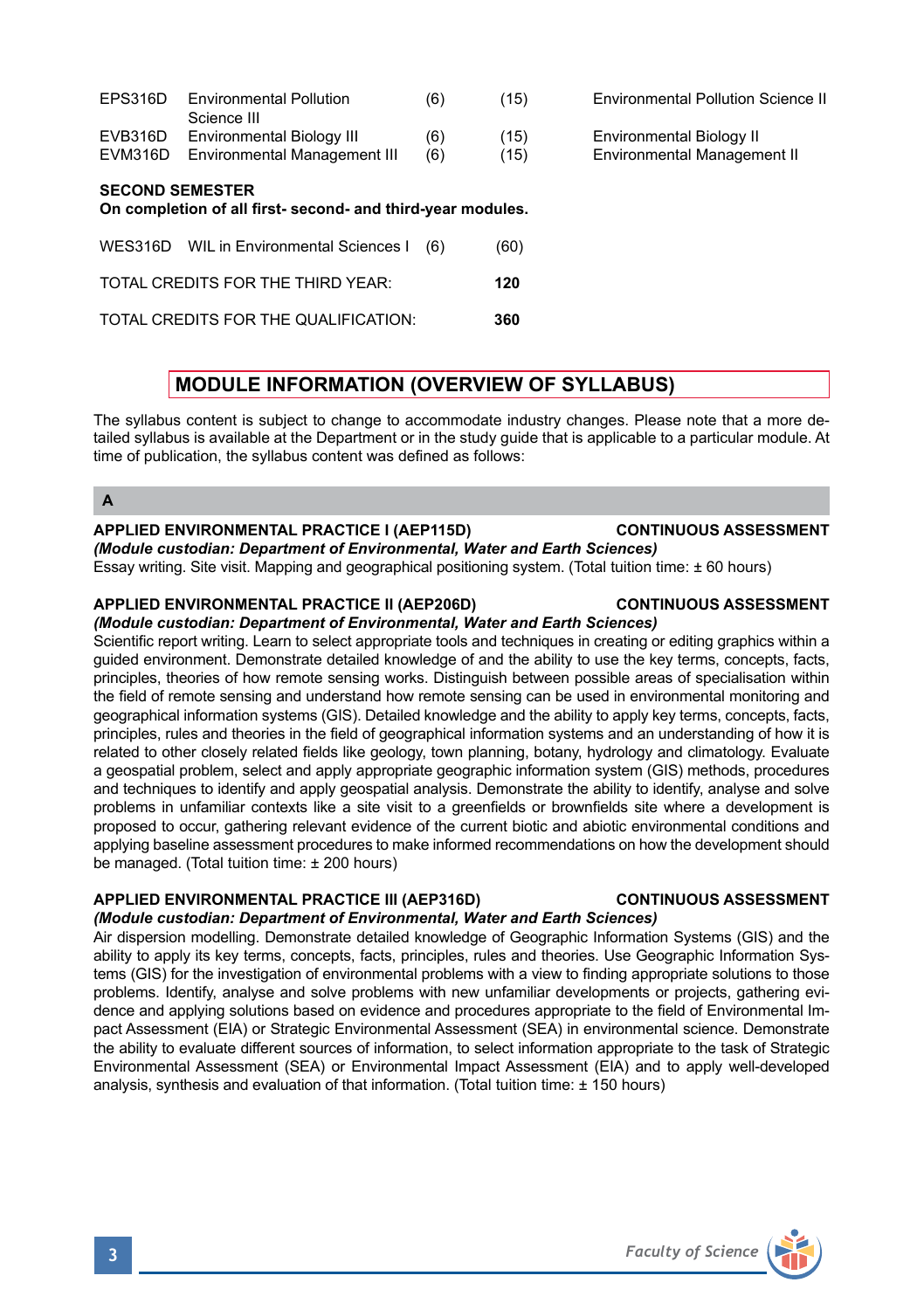| | | | | |
|---|---|---|---|---|
| EPS316D | Environmental Pollution Science III | (6) | (15) | Environmental Pollution Science II |
| EVB316D | Environmental Biology III | (6) | (15) | Environmental Biology II |
| EVM316D | Environmental Management III | (6) | (15) | Environmental Management II |

**SECOND SEMESTER**
**On completion of all first- second- and third-year modules.**

| | | | |
|---|---|---|---|
| WES316D | WIL in Environmental Sciences I | (6) | (60) |

TOTAL CREDITS FOR THE THIRD YEAR: **120**

TOTAL CREDITS FOR THE QUALIFICATION: **360**

## MODULE INFORMATION (OVERVIEW OF SYLLABUS)

The syllabus content is subject to change to accommodate industry changes. Please note that a more detailed syllabus is available at the Department or in the study guide that is applicable to a particular module. At time of publication, the syllabus content was defined as follows:

### A

**APPLIED ENVIRONMENTAL PRACTICE I (AEP115D) CONTINUOUS ASSESSMENT**
***(Module custodian: Department of Environmental, Water and Earth Sciences)***
Essay writing. Site visit. Mapping and geographical positioning system. (Total tuition time: ± 60 hours)

**APPLIED ENVIRONMENTAL PRACTICE II (AEP206D) CONTINUOUS ASSESSMENT**
***(Module custodian: Department of Environmental, Water and Earth Sciences)***
Scientific report writing. Learn to select appropriate tools and techniques in creating or editing graphics within a guided environment. Demonstrate detailed knowledge of and the ability to use the key terms, concepts, facts, principles, theories of how remote sensing works. Distinguish between possible areas of specialisation within the field of remote sensing and understand how remote sensing can be used in environmental monitoring and geographical information systems (GIS). Detailed knowledge and the ability to apply key terms, concepts, facts, principles, rules and theories in the field of geographical information systems and an understanding of how it is related to other closely related fields like geology, town planning, botany, hydrology and climatology. Evaluate a geospatial problem, select and apply appropriate geographic information system (GIS) methods, procedures and techniques to identify and apply geospatial analysis. Demonstrate the ability to identify, analyse and solve problems in unfamiliar contexts like a site visit to a greenfields or brownfields site where a development is proposed to occur, gathering relevant evidence of the current biotic and abiotic environmental conditions and applying baseline assessment procedures to make informed recommendations on how the development should be managed. (Total tuition time: ± 200 hours)

**APPLIED ENVIRONMENTAL PRACTICE III (AEP316D) CONTINUOUS ASSESSMENT**
***(Module custodian: Department of Environmental, Water and Earth Sciences)***
Air dispersion modelling. Demonstrate detailed knowledge of Geographic Information Systems (GIS) and the ability to apply its key terms, concepts, facts, principles, rules and theories. Use Geographic Information Systems (GIS) for the investigation of environmental problems with a view to finding appropriate solutions to those problems. Identify, analyse and solve problems with new unfamiliar developments or projects, gathering evidence and applying solutions based on evidence and procedures appropriate to the field of Environmental Impact Assessment (EIA) or Strategic Environmental Assessment (SEA) in environmental science. Demonstrate the ability to evaluate different sources of information, to select information appropriate to the task of Strategic Environmental Assessment (SEA) or Environmental Impact Assessment (EIA) and to apply well-developed analysis, synthesis and evaluation of that information. (Total tuition time: ± 150 hours)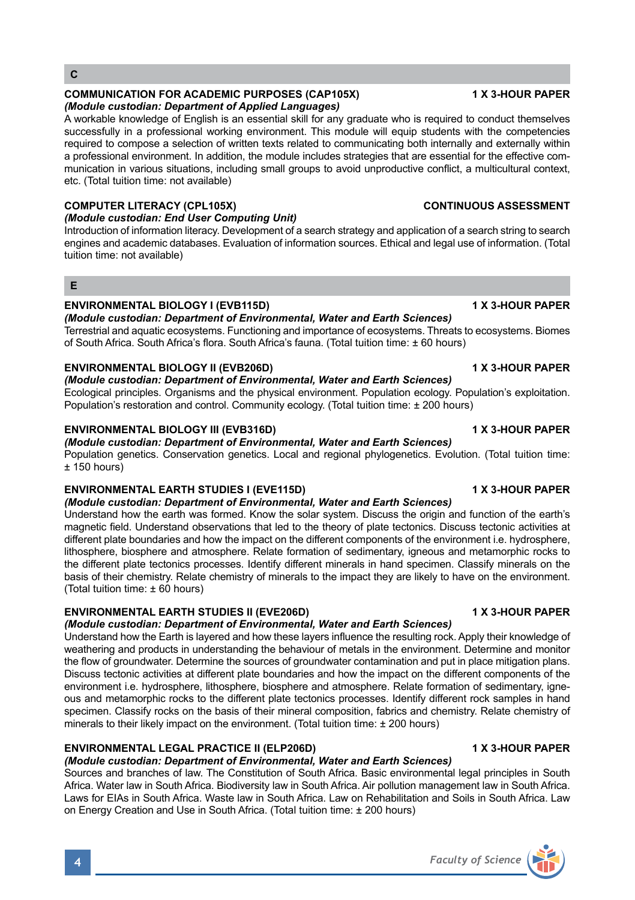## C

### COMMUNICATION FOR ACADEMIC PURPOSES (CAP105X) — 1 X 3-HOUR PAPER

***(Module custodian: Department of Applied Languages)***

A workable knowledge of English is an essential skill for any graduate who is required to conduct themselves successfully in a professional working environment. This module will equip students with the competencies required to compose a selection of written texts related to communicating both internally and externally within a professional environment. In addition, the module includes strategies that are essential for the effective communication in various situations, including small groups to avoid unproductive conflict, a multicultural context, etc. (Total tuition time: not available)

### COMPUTER LITERACY (CPL105X) — CONTINUOUS ASSESSMENT

***(Module custodian: End User Computing Unit)***

Introduction of information literacy. Development of a search strategy and application of a search string to search engines and academic databases. Evaluation of information sources. Ethical and legal use of information. (Total tuition time: not available)

## E

### ENVIRONMENTAL BIOLOGY I (EVB115D) — 1 X 3-HOUR PAPER

***(Module custodian: Department of Environmental, Water and Earth Sciences)***

Terrestrial and aquatic ecosystems. Functioning and importance of ecosystems. Threats to ecosystems. Biomes of South Africa. South Africa's flora. South Africa's fauna. (Total tuition time: ± 60 hours)

### ENVIRONMENTAL BIOLOGY II (EVB206D) — 1 X 3-HOUR PAPER

***(Module custodian: Department of Environmental, Water and Earth Sciences)***

Ecological principles. Organisms and the physical environment. Population ecology. Population's exploitation. Population's restoration and control. Community ecology. (Total tuition time: ± 200 hours)

### ENVIRONMENTAL BIOLOGY III (EVB316D) — 1 X 3-HOUR PAPER

***(Module custodian: Department of Environmental, Water and Earth Sciences)***

Population genetics. Conservation genetics. Local and regional phylogenetics. Evolution. (Total tuition time: ± 150 hours)

### ENVIRONMENTAL EARTH STUDIES I (EVE115D) — 1 X 3-HOUR PAPER

***(Module custodian: Department of Environmental, Water and Earth Sciences)***

Understand how the earth was formed. Know the solar system. Discuss the origin and function of the earth's magnetic field. Understand observations that led to the theory of plate tectonics. Discuss tectonic activities at different plate boundaries and how the impact on the different components of the environment i.e. hydrosphere, lithosphere, biosphere and atmosphere. Relate formation of sedimentary, igneous and metamorphic rocks to the different plate tectonics processes. Identify different minerals in hand specimen. Classify minerals on the basis of their chemistry. Relate chemistry of minerals to the impact they are likely to have on the environment. (Total tuition time: ± 60 hours)

### ENVIRONMENTAL EARTH STUDIES II (EVE206D) — 1 X 3-HOUR PAPER

***(Module custodian: Department of Environmental, Water and Earth Sciences)***

Understand how the Earth is layered and how these layers influence the resulting rock. Apply their knowledge of weathering and products in understanding the behaviour of metals in the environment. Determine and monitor the flow of groundwater. Determine the sources of groundwater contamination and put in place mitigation plans. Discuss tectonic activities at different plate boundaries and how the impact on the different components of the environment i.e. hydrosphere, lithosphere, biosphere and atmosphere. Relate formation of sedimentary, igneous and metamorphic rocks to the different plate tectonics processes. Identify different rock samples in hand specimen. Classify rocks on the basis of their mineral composition, fabrics and chemistry. Relate chemistry of minerals to their likely impact on the environment. (Total tuition time: ± 200 hours)

### ENVIRONMENTAL LEGAL PRACTICE II (ELP206D) — 1 X 3-HOUR PAPER

***(Module custodian: Department of Environmental, Water and Earth Sciences)***

Sources and branches of law. The Constitution of South Africa. Basic environmental legal principles in South Africa. Water law in South Africa. Biodiversity law in South Africa. Air pollution management law in South Africa. Laws for EIAs in South Africa. Waste law in South Africa. Law on Rehabilitation and Soils in South Africa. Law on Energy Creation and Use in South Africa. (Total tuition time: ± 200 hours)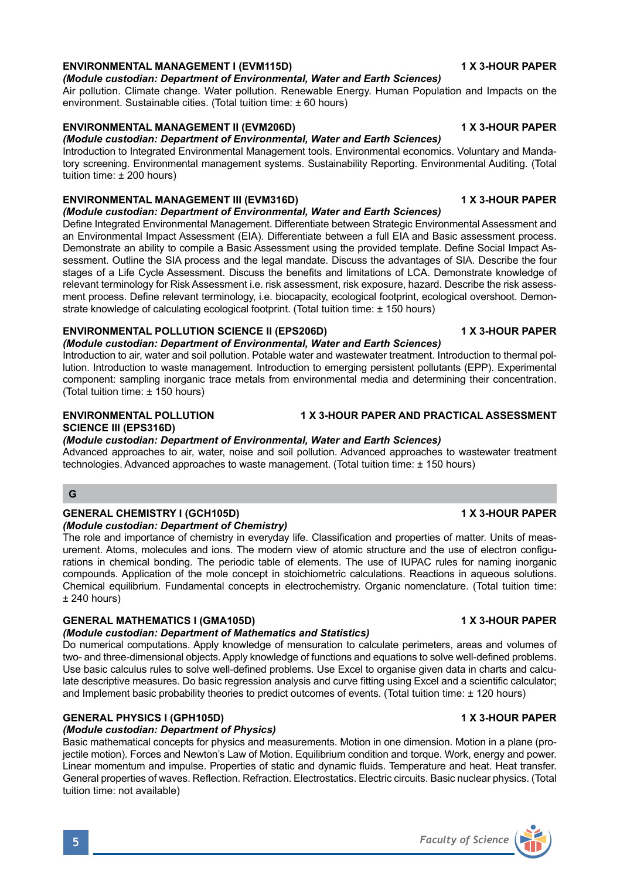**ENVIRONMENTAL MANAGEMENT I (EVM115D)** **1 X 3-HOUR PAPER**

***(Module custodian: Department of Environmental, Water and Earth Sciences)***

Air pollution. Climate change. Water pollution. Renewable Energy. Human Population and Impacts on the environment. Sustainable cities. (Total tuition time: ± 60 hours)

**ENVIRONMENTAL MANAGEMENT II (EVM206D)** **1 X 3-HOUR PAPER**

***(Module custodian: Department of Environmental, Water and Earth Sciences)***

Introduction to Integrated Environmental Management tools. Environmental economics. Voluntary and Mandatory screening. Environmental management systems. Sustainability Reporting. Environmental Auditing. (Total tuition time: ± 200 hours)

**ENVIRONMENTAL MANAGEMENT III (EVM316D)** **1 X 3-HOUR PAPER**

***(Module custodian: Department of Environmental, Water and Earth Sciences)***

Define Integrated Environmental Management. Differentiate between Strategic Environmental Assessment and an Environmental Impact Assessment (EIA). Differentiate between a full EIA and Basic assessment process. Demonstrate an ability to compile a Basic Assessment using the provided template. Define Social Impact Assessment. Outline the SIA process and the legal mandate. Discuss the advantages of SIA. Describe the four stages of a Life Cycle Assessment. Discuss the benefits and limitations of LCA. Demonstrate knowledge of relevant terminology for Risk Assessment i.e. risk assessment, risk exposure, hazard. Describe the risk assessment process. Define relevant terminology, i.e. biocapacity, ecological footprint, ecological overshoot. Demonstrate knowledge of calculating ecological footprint. (Total tuition time: ± 150 hours)

**ENVIRONMENTAL POLLUTION SCIENCE II (EPS206D)** **1 X 3-HOUR PAPER**

***(Module custodian: Department of Environmental, Water and Earth Sciences)***

Introduction to air, water and soil pollution. Potable water and wastewater treatment. Introduction to thermal pollution. Introduction to waste management. Introduction to emerging persistent pollutants (EPP). Experimental component: sampling inorganic trace metals from environmental media and determining their concentration. (Total tuition time: ± 150 hours)

**ENVIRONMENTAL POLLUTION SCIENCE III (EPS316D)** **1 X 3-HOUR PAPER AND PRACTICAL ASSESSMENT**

***(Module custodian: Department of Environmental, Water and Earth Sciences)***

Advanced approaches to air, water, noise and soil pollution. Advanced approaches to wastewater treatment technologies. Advanced approaches to waste management. (Total tuition time: ± 150 hours)

## G

**GENERAL CHEMISTRY I (GCH105D)** **1 X 3-HOUR PAPER**

***(Module custodian: Department of Chemistry)***

The role and importance of chemistry in everyday life. Classification and properties of matter. Units of measurement. Atoms, molecules and ions. The modern view of atomic structure and the use of electron configurations in chemical bonding. The periodic table of elements. The use of IUPAC rules for naming inorganic compounds. Application of the mole concept in stoichiometric calculations. Reactions in aqueous solutions. Chemical equilibrium. Fundamental concepts in electrochemistry. Organic nomenclature. (Total tuition time: ± 240 hours)

**GENERAL MATHEMATICS I (GMA105D)** **1 X 3-HOUR PAPER**

***(Module custodian: Department of Mathematics and Statistics)***

Do numerical computations. Apply knowledge of mensuration to calculate perimeters, areas and volumes of two- and three-dimensional objects. Apply knowledge of functions and equations to solve well-defined problems. Use basic calculus rules to solve well-defined problems. Use Excel to organise given data in charts and calculate descriptive measures. Do basic regression analysis and curve fitting using Excel and a scientific calculator; and Implement basic probability theories to predict outcomes of events. (Total tuition time: ± 120 hours)

**GENERAL PHYSICS I (GPH105D)** **1 X 3-HOUR PAPER**

***(Module custodian: Department of Physics)***

Basic mathematical concepts for physics and measurements. Motion in one dimension. Motion in a plane (projectile motion). Forces and Newton's Law of Motion. Equilibrium condition and torque. Work, energy and power. Linear momentum and impulse. Properties of static and dynamic fluids. Temperature and heat. Heat transfer. General properties of waves. Reflection. Refraction. Electrostatics. Electric circuits. Basic nuclear physics. (Total tuition time: not available)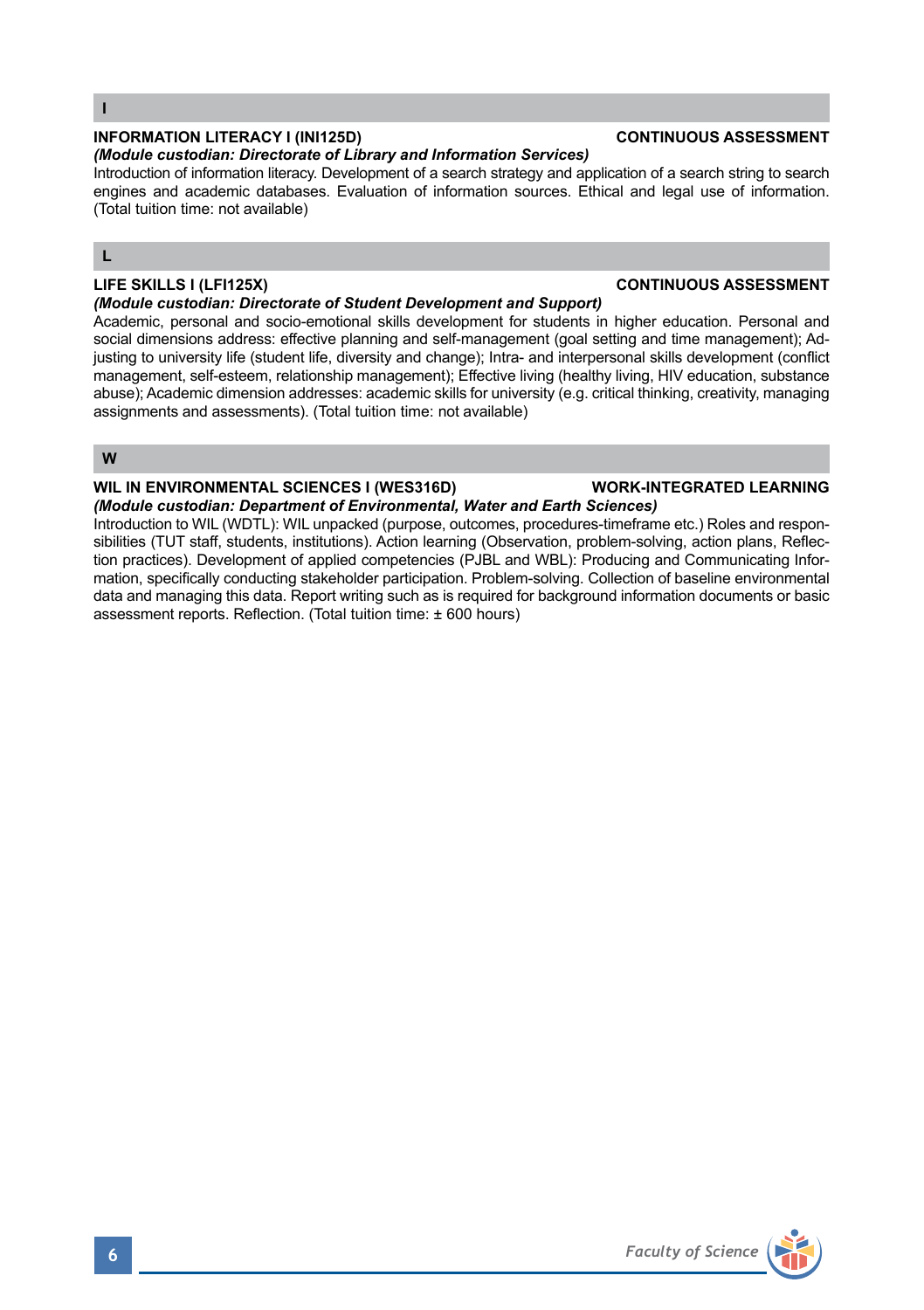## I

**INFORMATION LITERACY I (INI125D)** **CONTINUOUS ASSESSMENT**

***(Module custodian: Directorate of Library and Information Services)***

Introduction of information literacy. Development of a search strategy and application of a search string to search engines and academic databases. Evaluation of information sources. Ethical and legal use of information. (Total tuition time: not available)

## L

**LIFE SKILLS I (LFI125X)** **CONTINUOUS ASSESSMENT**

***(Module custodian: Directorate of Student Development and Support)***

Academic, personal and socio-emotional skills development for students in higher education. Personal and social dimensions address: effective planning and self-management (goal setting and time management); Adjusting to university life (student life, diversity and change); Intra- and interpersonal skills development (conflict management, self-esteem, relationship management); Effective living (healthy living, HIV education, substance abuse); Academic dimension addresses: academic skills for university (e.g. critical thinking, creativity, managing assignments and assessments). (Total tuition time: not available)

## W

**WIL IN ENVIRONMENTAL SCIENCES I (WES316D)** **WORK-INTEGRATED LEARNING**

***(Module custodian: Department of Environmental, Water and Earth Sciences)***

Introduction to WIL (WDTL): WIL unpacked (purpose, outcomes, procedures-timeframe etc.) Roles and responsibilities (TUT staff, students, institutions). Action learning (Observation, problem-solving, action plans, Reflection practices). Development of applied competencies (PJBL and WBL): Producing and Communicating Information, specifically conducting stakeholder participation. Problem-solving. Collection of baseline environmental data and managing this data. Report writing such as is required for background information documents or basic assessment reports. Reflection. (Total tuition time: ± 600 hours)